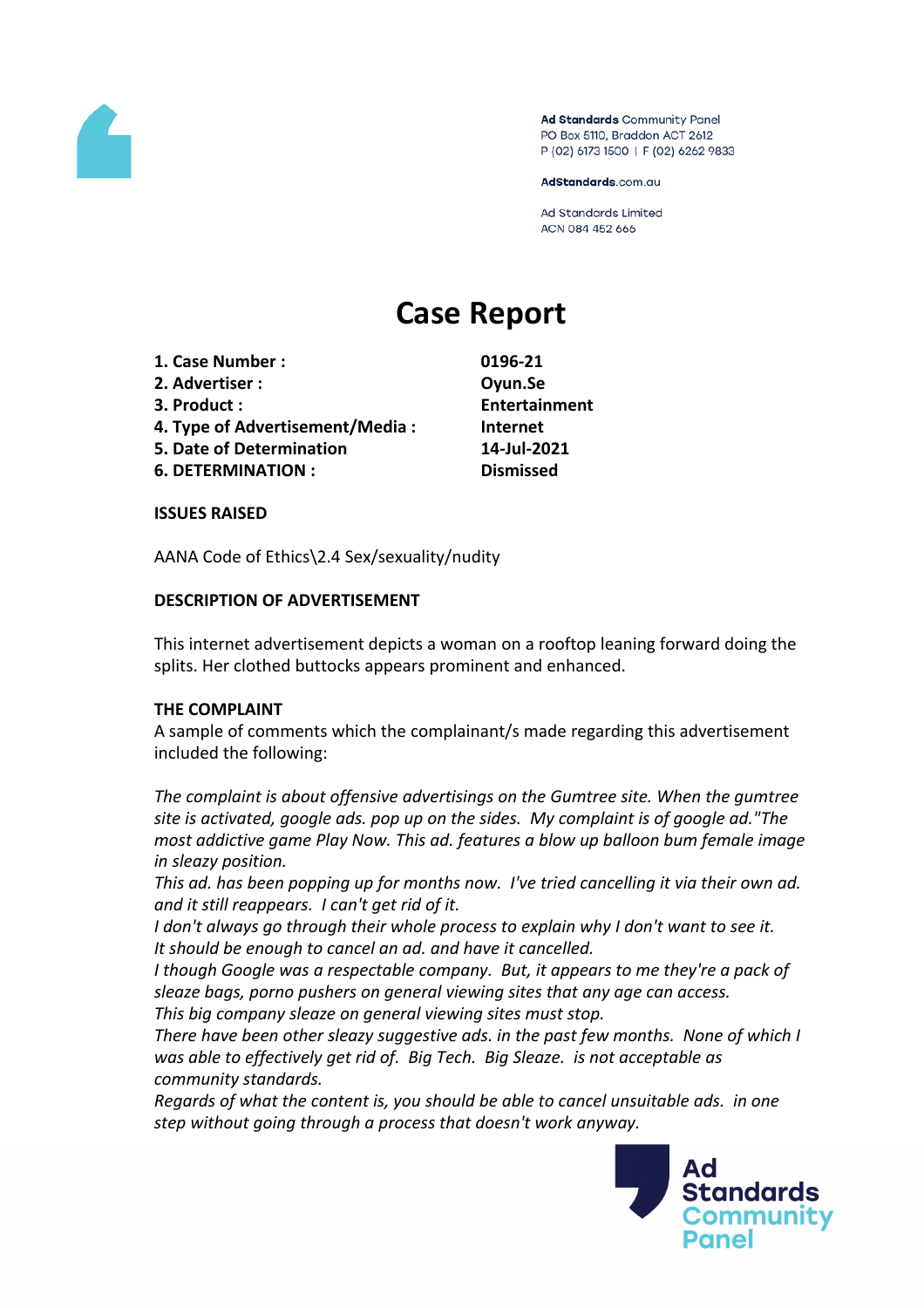Ad Standards Community Panel
PO Box 5110, Braddon ACT 2612
P (02) 6173 1500 | F (02) 6262 9833

AdStandards.com.au

Ad Standards Limited
ACN 084 452 666

# Case Report

| | |
|---|---|
| **1. Case Number :** | **0196-21** |
| **2. Advertiser :** | **Oyun.Se** |
| **3. Product :** | **Entertainment** |
| **4. Type of Advertisement/Media :** | **Internet** |
| **5. Date of Determination** | **14-Jul-2021** |
| **6. DETERMINATION :** | **Dismissed** |

**ISSUES RAISED**

AANA Code of Ethics\2.4 Sex/sexuality/nudity

**DESCRIPTION OF ADVERTISEMENT**

This internet advertisement depicts a woman on a rooftop leaning forward doing the splits. Her clothed buttocks appears prominent and enhanced.

**THE COMPLAINT**

A sample of comments which the complainant/s made regarding this advertisement included the following:

*The complaint is about offensive advertisings on the Gumtree site. When the gumtree site is activated, google ads. pop up on the sides. My complaint is of google ad."The most addictive game Play Now. This ad. features a blow up balloon bum female image in sleazy position.*

*This ad. has been popping up for months now. I've tried cancelling it via their own ad. and it still reappears. I can't get rid of it.*

*I don't always go through their whole process to explain why I don't want to see it. It should be enough to cancel an ad. and have it cancelled.*

*I though Google was a respectable company. But, it appears to me they're a pack of sleaze bags, porno pushers on general viewing sites that any age can access.*

*This big company sleaze on general viewing sites must stop.*

*There have been other sleazy suggestive ads. in the past few months. None of which I was able to effectively get rid of. Big Tech. Big Sleaze. is not acceptable as community standards.*

*Regards of what the content is, you should be able to cancel unsuitable ads. in one step without going through a process that doesn't work anyway.*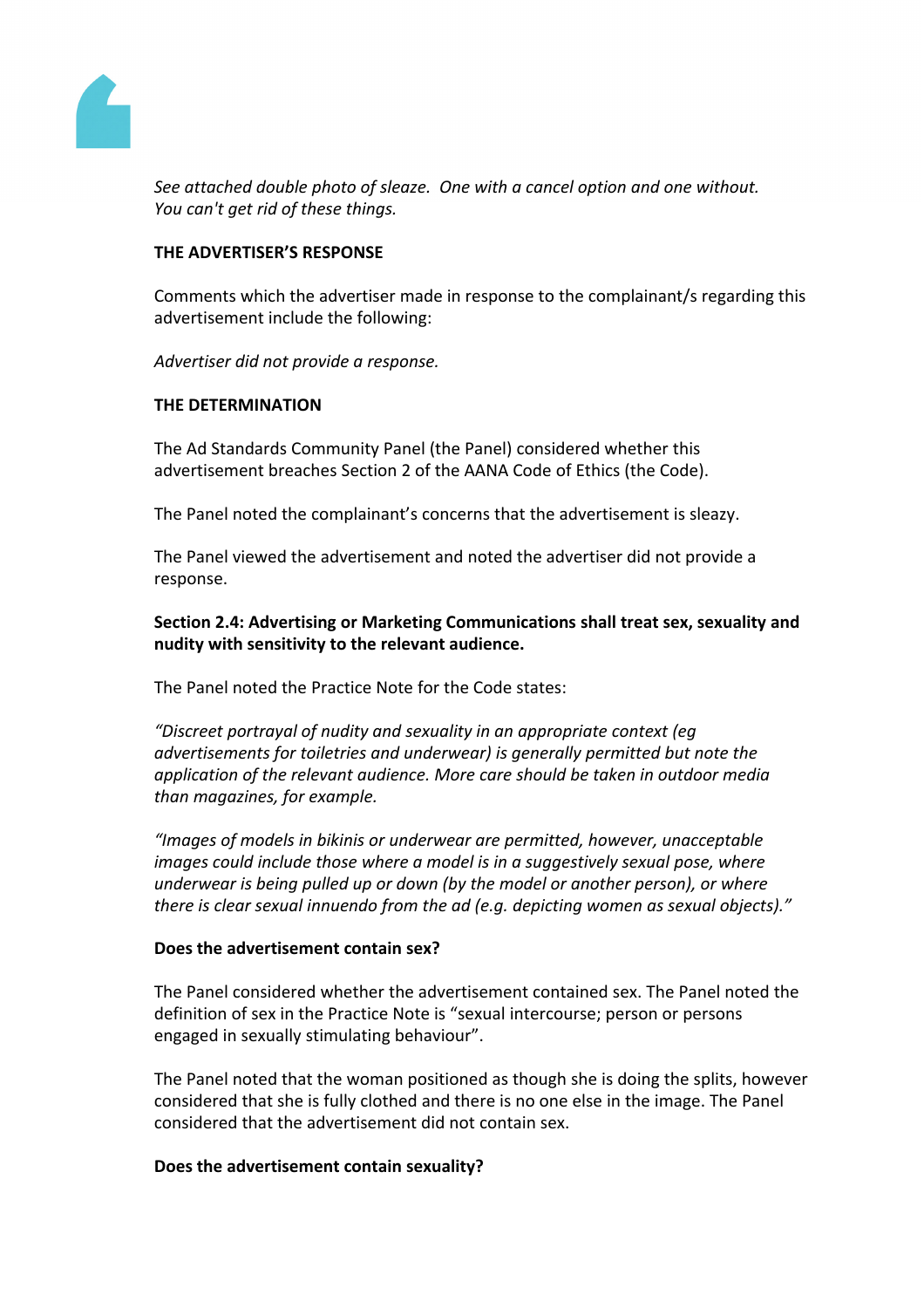*See attached double photo of sleaze. One with a cancel option and one without. You can't get rid of these things.*

**THE ADVERTISER'S RESPONSE**

Comments which the advertiser made in response to the complainant/s regarding this advertisement include the following:

*Advertiser did not provide a response.*

**THE DETERMINATION**

The Ad Standards Community Panel (the Panel) considered whether this advertisement breaches Section 2 of the AANA Code of Ethics (the Code).

The Panel noted the complainant's concerns that the advertisement is sleazy.

The Panel viewed the advertisement and noted the advertiser did not provide a response.

**Section 2.4: Advertising or Marketing Communications shall treat sex, sexuality and nudity with sensitivity to the relevant audience.**

The Panel noted the Practice Note for the Code states:

*"Discreet portrayal of nudity and sexuality in an appropriate context (eg advertisements for toiletries and underwear) is generally permitted but note the application of the relevant audience. More care should be taken in outdoor media than magazines, for example.*

*"Images of models in bikinis or underwear are permitted, however, unacceptable images could include those where a model is in a suggestively sexual pose, where underwear is being pulled up or down (by the model or another person), or where there is clear sexual innuendo from the ad (e.g. depicting women as sexual objects)."*

**Does the advertisement contain sex?**

The Panel considered whether the advertisement contained sex. The Panel noted the definition of sex in the Practice Note is "sexual intercourse; person or persons engaged in sexually stimulating behaviour".

The Panel noted that the woman positioned as though she is doing the splits, however considered that she is fully clothed and there is no one else in the image. The Panel considered that the advertisement did not contain sex.

**Does the advertisement contain sexuality?**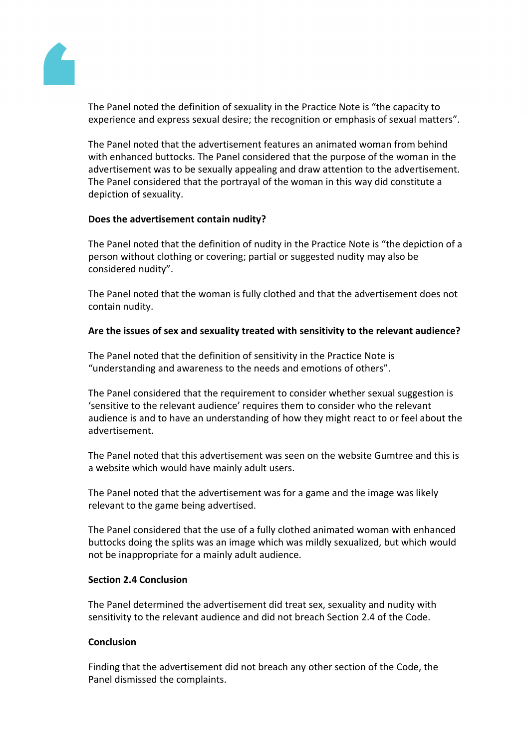The Panel noted the definition of sexuality in the Practice Note is “the capacity to experience and express sexual desire; the recognition or emphasis of sexual matters”.

The Panel noted that the advertisement features an animated woman from behind with enhanced buttocks. The Panel considered that the purpose of the woman in the advertisement was to be sexually appealing and draw attention to the advertisement. The Panel considered that the portrayal of the woman in this way did constitute a depiction of sexuality.

**Does the advertisement contain nudity?**

The Panel noted that the definition of nudity in the Practice Note is “the depiction of a person without clothing or covering; partial or suggested nudity may also be considered nudity”.

The Panel noted that the woman is fully clothed and that the advertisement does not contain nudity.

**Are the issues of sex and sexuality treated with sensitivity to the relevant audience?**

The Panel noted that the definition of sensitivity in the Practice Note is “understanding and awareness to the needs and emotions of others”.

The Panel considered that the requirement to consider whether sexual suggestion is ‘sensitive to the relevant audience’ requires them to consider who the relevant audience is and to have an understanding of how they might react to or feel about the advertisement.

The Panel noted that this advertisement was seen on the website Gumtree and this is a website which would have mainly adult users.

The Panel noted that the advertisement was for a game and the image was likely relevant to the game being advertised.

The Panel considered that the use of a fully clothed animated woman with enhanced buttocks doing the splits was an image which was mildly sexualized, but which would not be inappropriate for a mainly adult audience.

**Section 2.4 Conclusion**

The Panel determined the advertisement did treat sex, sexuality and nudity with sensitivity to the relevant audience and did not breach Section 2.4 of the Code.

**Conclusion**

Finding that the advertisement did not breach any other section of the Code, the Panel dismissed the complaints.